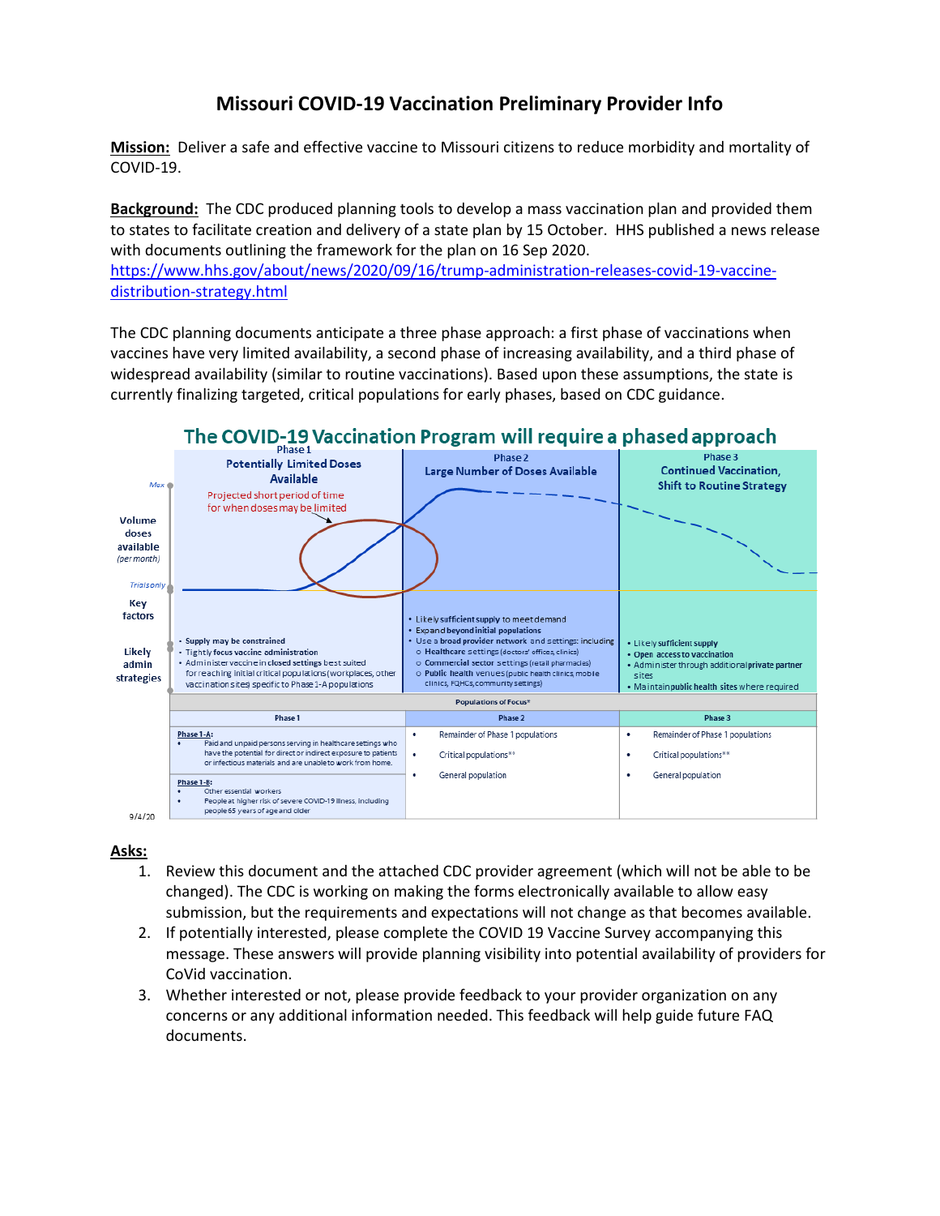# Missouri COVID-19 Vaccination Preliminary Provider Info

**Mission:** Deliver a safe and effective vaccine to Missouri citizens to reduce morbidity and mortality of COVID-19.

**Background:** The CDC produced planning tools to develop a mass vaccination plan and provided them to states to facilitate creation and delivery of a state plan by 15 October. HHS published a news release with documents outlining the framework for the plan on 16 Sep 2020. https://www.hhs.gov/about/news/2020/09/16/trump-administration-releases-covid-19-vaccine-distribution-strategy.html

The CDC planning documents anticipate a three phase approach: a first phase of vaccinations when vaccines have very limited availability, a second phase of increasing availability, and a third phase of widespread availability (similar to routine vaccinations). Based upon these assumptions, the state is currently finalizing targeted, critical populations for early phases, based on CDC guidance.

## The COVID-19 Vaccination Program will require a phased approach

| | Phase 1: Potentially Limited Doses Available | Phase 2: Large Number of Doses Available | Phase 3: Continued Vaccination, Shift to Routine Strategy |
|---|---|---|---|
| Volume doses available (per month) | Projected short period of time for when doses may be limited | | |
| Key factors / Likely admin strategies | • Supply may be constrained<br>• Tightly focus vaccine administration<br>• Administer vaccine in closed settings best suited for reaching initial critical populations (workplaces, other vaccination sites) specific to Phase 1-A populations | • Likely sufficient supply to meet demand<br>• Expand beyond initial populations<br>• Use a broad provider network and settings: including<br>o Healthcare settings (doctors' offices, clinics)<br>o Commercial sector settings (retail pharmacies)<br>o Public health venues (public health clinics, mobile clinics, FQHCs, community settings) | • Likely sufficient supply<br>• Open access to vaccination<br>• Administer through additional private partner sites<br>• Maintain public health sites where required |

**Populations of Focus***

| Phase 1 | Phase 2 | Phase 3 |
|---|---|---|
| **Phase 1-A:**<br>• Paid and unpaid persons serving in healthcare settings who have the potential for direct or indirect exposure to patients or infectious materials and are unable to work from home.<br>**Phase 1-B:**<br>• Other essential workers<br>• People at higher risk of severe COVID-19 illness, including people 65 years of age and older | • Remainder of Phase 1 populations<br>• Critical populations**<br>• General population | • Remainder of Phase 1 populations<br>• Critical populations**<br>• General population |

9/4/20

**Asks:**

1. Review this document and the attached CDC provider agreement (which will not be able to be changed). The CDC is working on making the forms electronically available to allow easy submission, but the requirements and expectations will not change as that becomes available.
2. If potentially interested, please complete the COVID 19 Vaccine Survey accompanying this message. These answers will provide planning visibility into potential availability of providers for CoVid vaccination.
3. Whether interested or not, please provide feedback to your provider organization on any concerns or any additional information needed. This feedback will help guide future FAQ documents.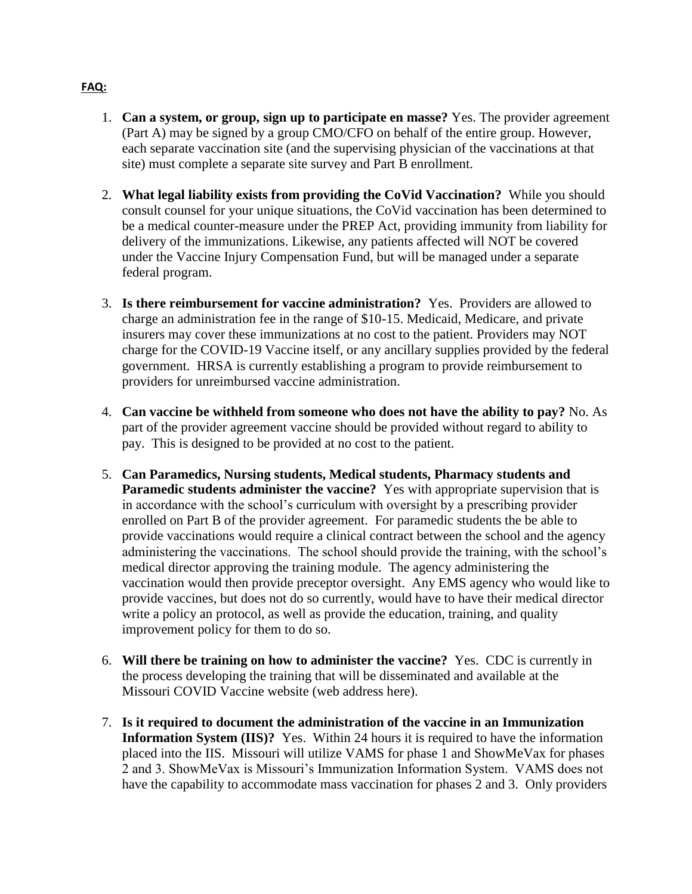**FAQ:**

1. **Can a system, or group, sign up to participate en masse?** Yes. The provider agreement (Part A) may be signed by a group CMO/CFO on behalf of the entire group. However, each separate vaccination site (and the supervising physician of the vaccinations at that site) must complete a separate site survey and Part B enrollment.

2. **What legal liability exists from providing the CoVid Vaccination?** While you should consult counsel for your unique situations, the CoVid vaccination has been determined to be a medical counter-measure under the PREP Act, providing immunity from liability for delivery of the immunizations. Likewise, any patients affected will NOT be covered under the Vaccine Injury Compensation Fund, but will be managed under a separate federal program.

3. **Is there reimbursement for vaccine administration?** Yes. Providers are allowed to charge an administration fee in the range of $10-15. Medicaid, Medicare, and private insurers may cover these immunizations at no cost to the patient. Providers may NOT charge for the COVID-19 Vaccine itself, or any ancillary supplies provided by the federal government. HRSA is currently establishing a program to provide reimbursement to providers for unreimbursed vaccine administration.

4. **Can vaccine be withheld from someone who does not have the ability to pay?** No. As part of the provider agreement vaccine should be provided without regard to ability to pay. This is designed to be provided at no cost to the patient.

5. **Can Paramedics, Nursing students, Medical students, Pharmacy students and Paramedic students administer the vaccine?** Yes with appropriate supervision that is in accordance with the school's curriculum with oversight by a prescribing provider enrolled on Part B of the provider agreement. For paramedic students the be able to provide vaccinations would require a clinical contract between the school and the agency administering the vaccinations. The school should provide the training, with the school's medical director approving the training module. The agency administering the vaccination would then provide preceptor oversight. Any EMS agency who would like to provide vaccines, but does not do so currently, would have to have their medical director write a policy an protocol, as well as provide the education, training, and quality improvement policy for them to do so.

6. **Will there be training on how to administer the vaccine?** Yes. CDC is currently in the process developing the training that will be disseminated and available at the Missouri COVID Vaccine website (web address here).

7. **Is it required to document the administration of the vaccine in an Immunization Information System (IIS)?** Yes. Within 24 hours it is required to have the information placed into the IIS. Missouri will utilize VAMS for phase 1 and ShowMeVax for phases 2 and 3. ShowMeVax is Missouri's Immunization Information System. VAMS does not have the capability to accommodate mass vaccination for phases 2 and 3. Only providers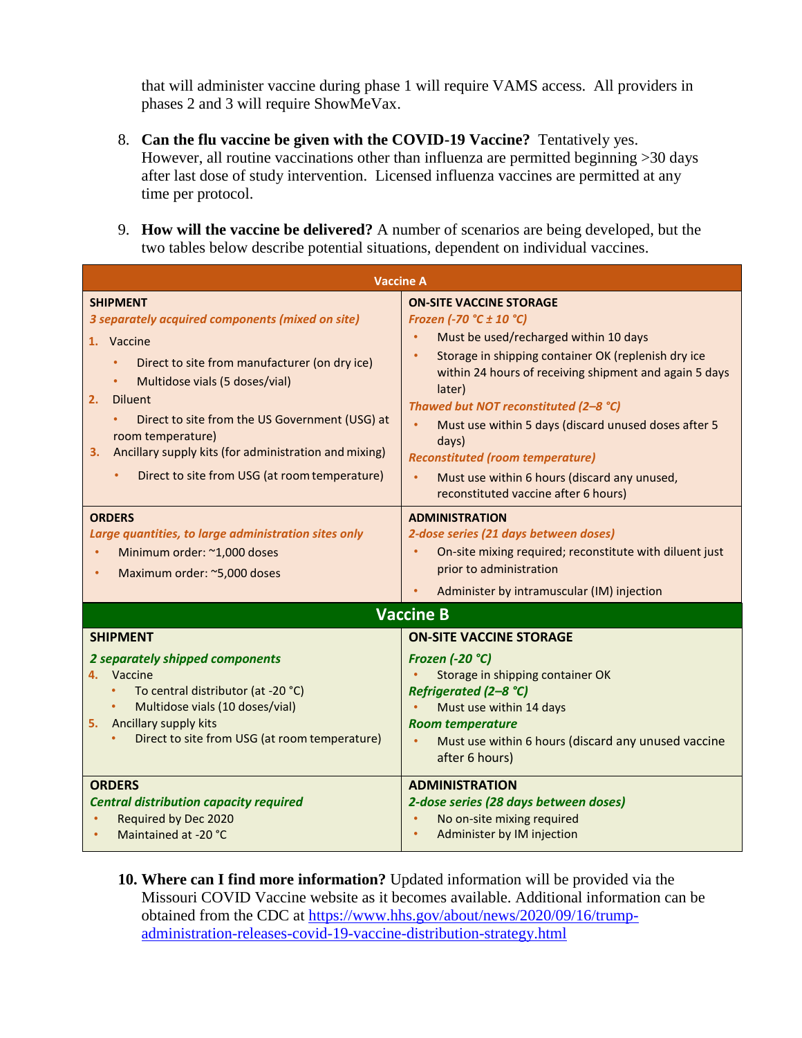that will administer vaccine during phase 1 will require VAMS access. All providers in phases 2 and 3 will require ShowMeVax.

8. **Can the flu vaccine be given with the COVID-19 Vaccine?** Tentatively yes. However, all routine vaccinations other than influenza are permitted beginning >30 days after last dose of study intervention. Licensed influenza vaccines are permitted at any time per protocol.

9. **How will the vaccine be delivered?** A number of scenarios are being developed, but the two tables below describe potential situations, dependent on individual vaccines.

| **Vaccine A** | |
|---|---|
| **SHIPMENT**<br>*3 separately acquired components (mixed on site)*<br>1. Vaccine<br>• Direct to site from manufacturer (on dry ice)<br>• Multidose vials (5 doses/vial)<br>2. Diluent<br>• Direct to site from the US Government (USG) at room temperature)<br>3. Ancillary supply kits (for administration and mixing)<br>• Direct to site from USG (at room temperature) | **ON-SITE VACCINE STORAGE**<br>*Frozen (-70 °C ± 10 °C)*<br>• Must be used/recharged within 10 days<br>• Storage in shipping container OK (replenish dry ice within 24 hours of receiving shipment and again 5 days later)<br>*Thawed but NOT reconstituted (2–8 °C)*<br>• Must use within 5 days (discard unused doses after 5 days)<br>*Reconstituted (room temperature)*<br>• Must use within 6 hours (discard any unused, reconstituted vaccine after 6 hours) |
| **ORDERS**<br>*Large quantities, to large administration sites only*<br>• Minimum order: ~1,000 doses<br>• Maximum order: ~5,000 doses | **ADMINISTRATION**<br>*2-dose series (21 days between doses)*<br>• On-site mixing required; reconstitute with diluent just prior to administration<br>• Administer by intramuscular (IM) injection |

| **Vaccine B** | |
|---|---|
| **SHIPMENT**<br>*2 separately shipped components*<br>4. Vaccine<br>• To central distributor (at -20 °C)<br>• Multidose vials (10 doses/vial)<br>5. Ancillary supply kits<br>• Direct to site from USG (at room temperature) | **ON-SITE VACCINE STORAGE**<br>*Frozen (-20 °C)*<br>• Storage in shipping container OK<br>*Refrigerated (2–8 °C)*<br>• Must use within 14 days<br>*Room temperature*<br>• Must use within 6 hours (discard any unused vaccine after 6 hours) |
| **ORDERS**<br>*Central distribution capacity required*<br>• Required by Dec 2020<br>• Maintained at -20 °C | **ADMINISTRATION**<br>*2-dose series (28 days between doses)*<br>• No on-site mixing required<br>• Administer by IM injection |

10. **Where can I find more information?** Updated information will be provided via the Missouri COVID Vaccine website as it becomes available. Additional information can be obtained from the CDC at [https://www.hhs.gov/about/news/2020/09/16/trump-administration-releases-covid-19-vaccine-distribution-strategy.html](https://www.hhs.gov/about/news/2020/09/16/trump-administration-releases-covid-19-vaccine-distribution-strategy.html)